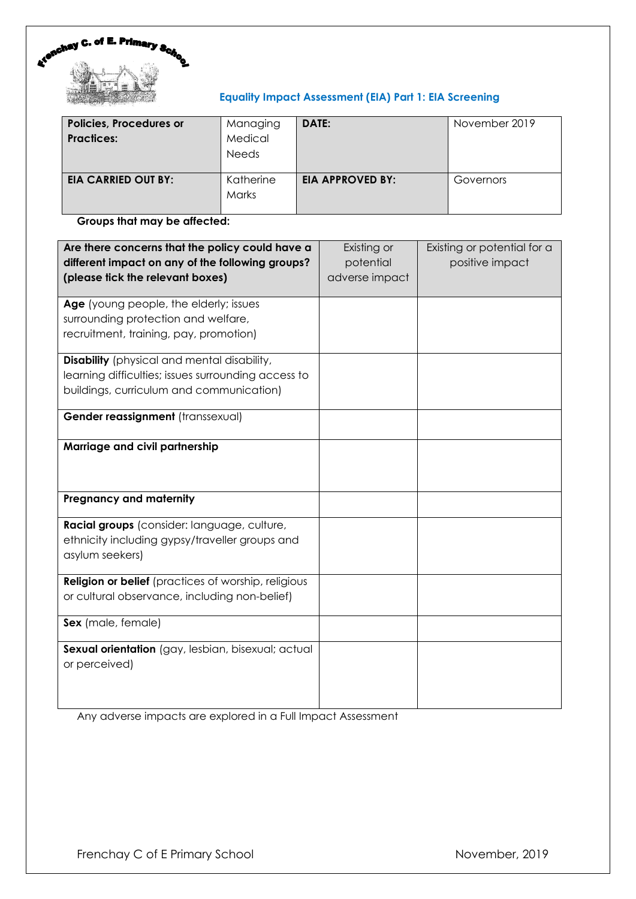Frenchay C. of E. Primary School

## Equality Impact Assessment (EIA) Part 1: EIA Screening

| **Policies, Procedures or Practices:** | Managing Medical Needs | **DATE:** | November 2019 |
|---|---|---|---|
| **EIA CARRIED OUT BY:** | Katherine Marks | **EIA APPROVED BY:** | Governors |

**Groups that may be affected:**

| **Are there concerns that the policy could have a different impact on any of the following groups? (please tick the relevant boxes)** | Existing or potential adverse impact | Existing or potential for a positive impact |
|---|---|---|
| **Age** (young people, the elderly; issues surrounding protection and welfare, recruitment, training, pay, promotion) | | |
| **Disability** (physical and mental disability, learning difficulties; issues surrounding access to buildings, curriculum and communication) | | |
| **Gender reassignment** (transsexual) | | |
| **Marriage and civil partnership** | | |
| **Pregnancy and maternity** | | |
| **Racial groups** (consider: language, culture, ethnicity including gypsy/traveller groups and asylum seekers) | | |
| **Religion or belief** (practices of worship, religious or cultural observance, including non-belief) | | |
| **Sex** (male, female) | | |
| **Sexual orientation** (gay, lesbian, bisexual; actual or perceived) | | |

Any adverse impacts are explored in a Full Impact Assessment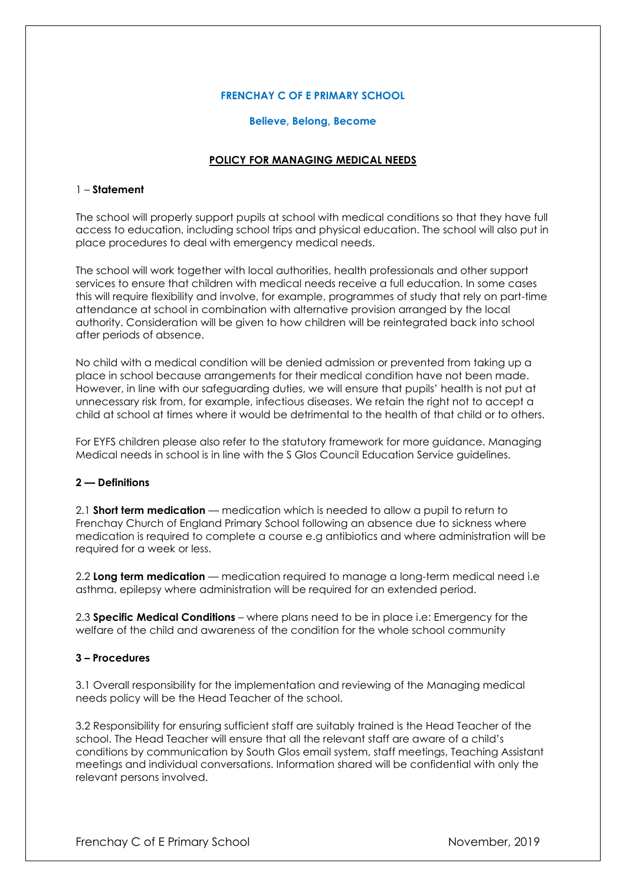**FRENCHAY C OF E PRIMARY SCHOOL**

**Believe, Belong, Become**

**POLICY FOR MANAGING MEDICAL NEEDS**

## 1 – Statement

The school will properly support pupils at school with medical conditions so that they have full access to education, including school trips and physical education. The school will also put in place procedures to deal with emergency medical needs.

The school will work together with local authorities, health professionals and other support services to ensure that children with medical needs receive a full education. In some cases this will require flexibility and involve, for example, programmes of study that rely on part-time attendance at school in combination with alternative provision arranged by the local authority. Consideration will be given to how children will be reintegrated back into school after periods of absence.

No child with a medical condition will be denied admission or prevented from taking up a place in school because arrangements for their medical condition have not been made. However, in line with our safeguarding duties, we will ensure that pupils' health is not put at unnecessary risk from, for example, infectious diseases. We retain the right not to accept a child at school at times where it would be detrimental to the health of that child or to others.

For EYFS children please also refer to the statutory framework for more guidance. Managing Medical needs in school is in line with the S Glos Council Education Service guidelines.

## 2 — Definitions

2.1 **Short term medication** — medication which is needed to allow a pupil to return to Frenchay Church of England Primary School following an absence due to sickness where medication is required to complete a course e.g antibiotics and where administration will be required for a week or less.

2.2 **Long term medication** — medication required to manage a long-term medical need i.e asthma, epilepsy where administration will be required for an extended period.

2.3 **Specific Medical Conditions** – where plans need to be in place i.e: Emergency for the welfare of the child and awareness of the condition for the whole school community

## 3 – Procedures

3.1 Overall responsibility for the implementation and reviewing of the Managing medical needs policy will be the Head Teacher of the school.

3.2 Responsibility for ensuring sufficient staff are suitably trained is the Head Teacher of the school. The Head Teacher will ensure that all the relevant staff are aware of a child's conditions by communication by South Glos email system, staff meetings, Teaching Assistant meetings and individual conversations. Information shared will be confidential with only the relevant persons involved.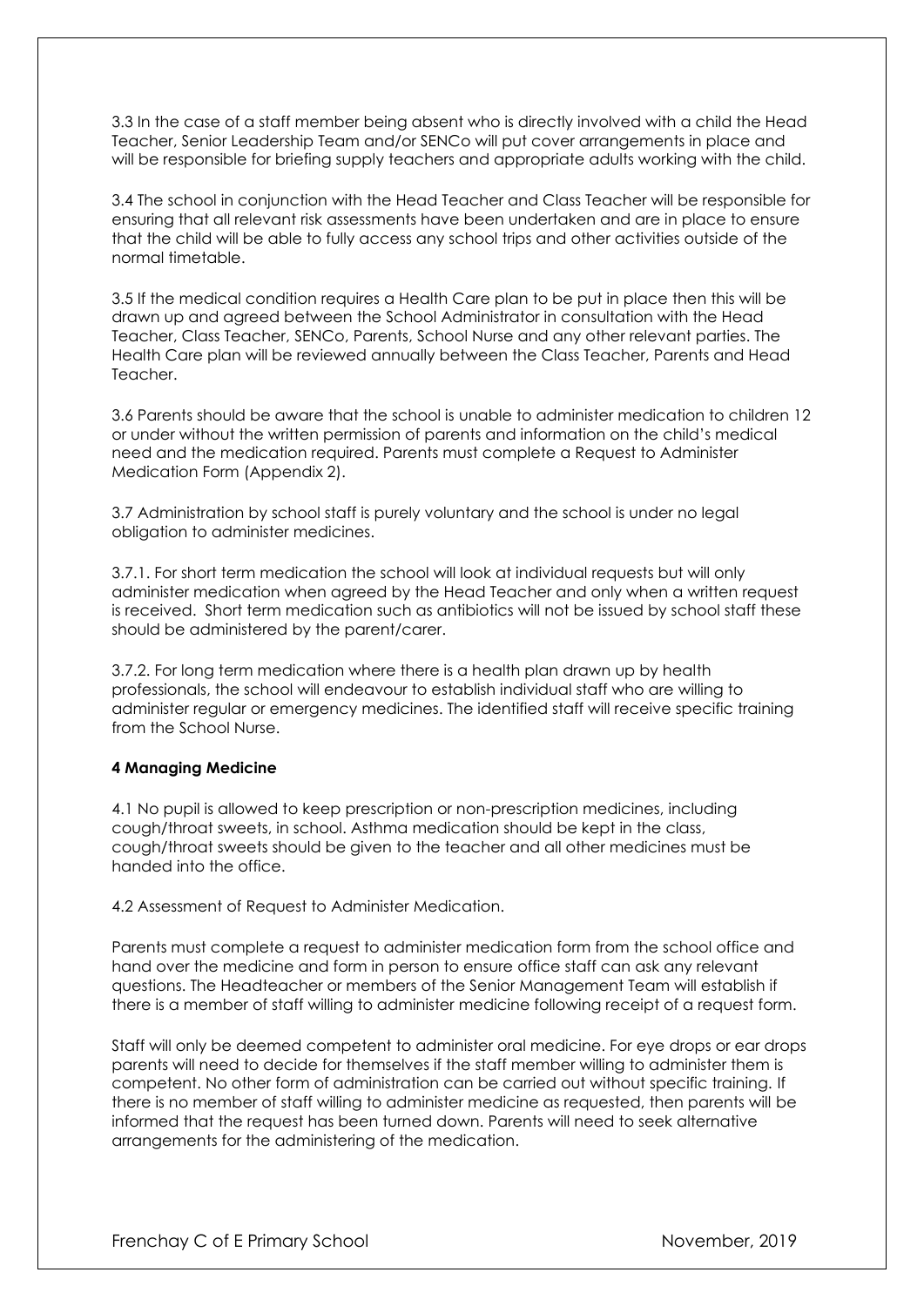3.3 In the case of a staff member being absent who is directly involved with a child the Head Teacher, Senior Leadership Team and/or SENCo will put cover arrangements in place and will be responsible for briefing supply teachers and appropriate adults working with the child.

3.4 The school in conjunction with the Head Teacher and Class Teacher will be responsible for ensuring that all relevant risk assessments have been undertaken and are in place to ensure that the child will be able to fully access any school trips and other activities outside of the normal timetable.

3.5 If the medical condition requires a Health Care plan to be put in place then this will be drawn up and agreed between the School Administrator in consultation with the Head Teacher, Class Teacher, SENCo, Parents, School Nurse and any other relevant parties. The Health Care plan will be reviewed annually between the Class Teacher, Parents and Head Teacher.

3.6 Parents should be aware that the school is unable to administer medication to children 12 or under without the written permission of parents and information on the child's medical need and the medication required. Parents must complete a Request to Administer Medication Form (Appendix 2).

3.7 Administration by school staff is purely voluntary and the school is under no legal obligation to administer medicines.

3.7.1. For short term medication the school will look at individual requests but will only administer medication when agreed by the Head Teacher and only when a written request is received. Short term medication such as antibiotics will not be issued by school staff these should be administered by the parent/carer.

3.7.2. For long term medication where there is a health plan drawn up by health professionals, the school will endeavour to establish individual staff who are willing to administer regular or emergency medicines. The identified staff will receive specific training from the School Nurse.

**4 Managing Medicine**

4.1 No pupil is allowed to keep prescription or non-prescription medicines, including cough/throat sweets, in school. Asthma medication should be kept in the class, cough/throat sweets should be given to the teacher and all other medicines must be handed into the office.

4.2 Assessment of Request to Administer Medication.

Parents must complete a request to administer medication form from the school office and hand over the medicine and form in person to ensure office staff can ask any relevant questions. The Headteacher or members of the Senior Management Team will establish if there is a member of staff willing to administer medicine following receipt of a request form.

Staff will only be deemed competent to administer oral medicine. For eye drops or ear drops parents will need to decide for themselves if the staff member willing to administer them is competent. No other form of administration can be carried out without specific training. If there is no member of staff willing to administer medicine as requested, then parents will be informed that the request has been turned down. Parents will need to seek alternative arrangements for the administering of the medication.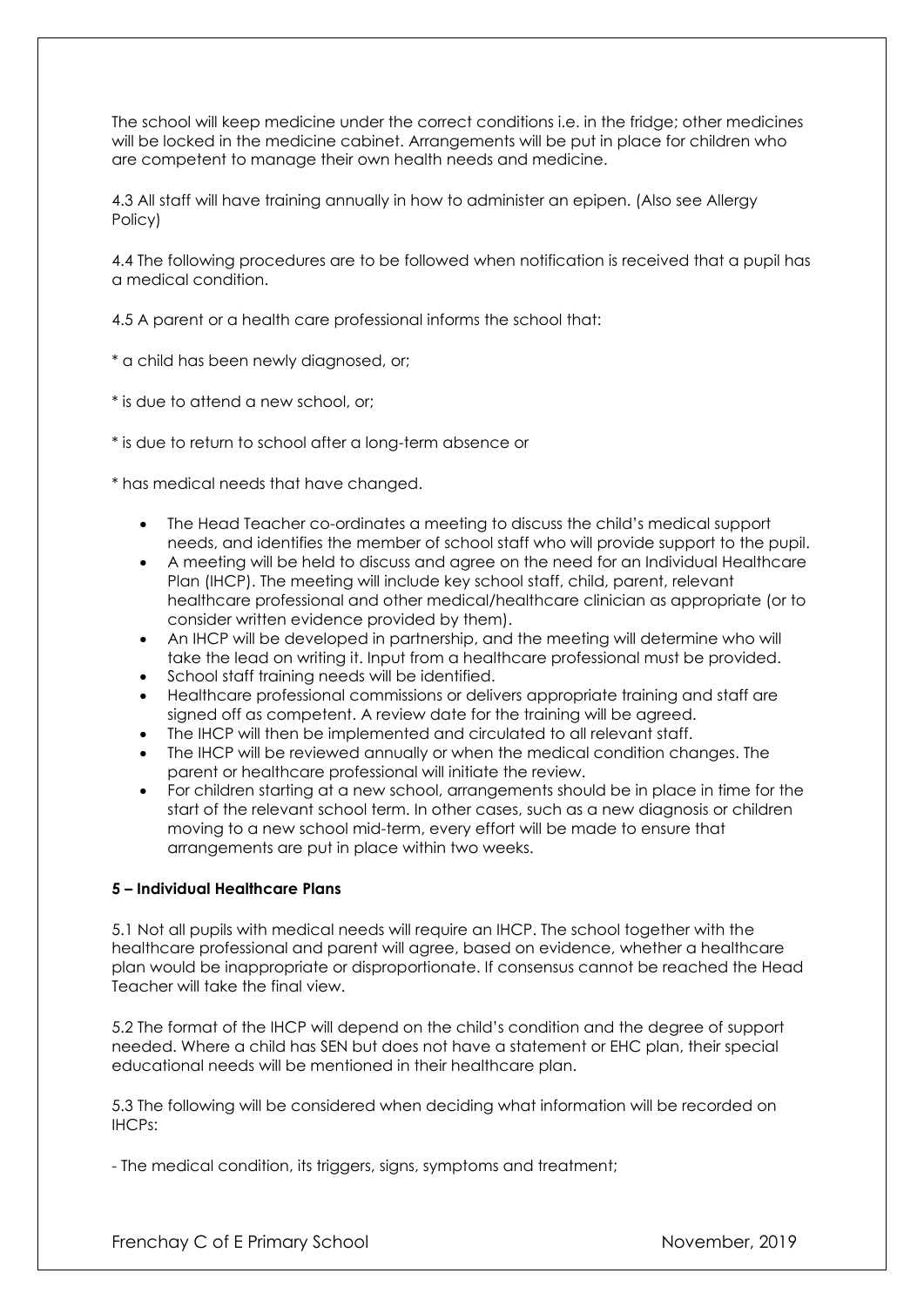The school will keep medicine under the correct conditions i.e. in the fridge; other medicines will be locked in the medicine cabinet. Arrangements will be put in place for children who are competent to manage their own health needs and medicine.

4.3 All staff will have training annually in how to administer an epipen. (Also see Allergy Policy)

4.4 The following procedures are to be followed when notification is received that a pupil has a medical condition.

4.5 A parent or a health care professional informs the school that:

* a child has been newly diagnosed, or;

* is due to attend a new school, or;

* is due to return to school after a long-term absence or

* has medical needs that have changed.

- The Head Teacher co-ordinates a meeting to discuss the child's medical support needs, and identifies the member of school staff who will provide support to the pupil.
- A meeting will be held to discuss and agree on the need for an Individual Healthcare Plan (IHCP). The meeting will include key school staff, child, parent, relevant healthcare professional and other medical/healthcare clinician as appropriate (or to consider written evidence provided by them).
- An IHCP will be developed in partnership, and the meeting will determine who will take the lead on writing it. Input from a healthcare professional must be provided.
- School staff training needs will be identified.
- Healthcare professional commissions or delivers appropriate training and staff are signed off as competent. A review date for the training will be agreed.
- The IHCP will then be implemented and circulated to all relevant staff.
- The IHCP will be reviewed annually or when the medical condition changes. The parent or healthcare professional will initiate the review.
- For children starting at a new school, arrangements should be in place in time for the start of the relevant school term. In other cases, such as a new diagnosis or children moving to a new school mid-term, every effort will be made to ensure that arrangements are put in place within two weeks.

**5 – Individual Healthcare Plans**

5.1 Not all pupils with medical needs will require an IHCP. The school together with the healthcare professional and parent will agree, based on evidence, whether a healthcare plan would be inappropriate or disproportionate. If consensus cannot be reached the Head Teacher will take the final view.

5.2 The format of the IHCP will depend on the child's condition and the degree of support needed. Where a child has SEN but does not have a statement or EHC plan, their special educational needs will be mentioned in their healthcare plan.

5.3 The following will be considered when deciding what information will be recorded on IHCPs:

- The medical condition, its triggers, signs, symptoms and treatment;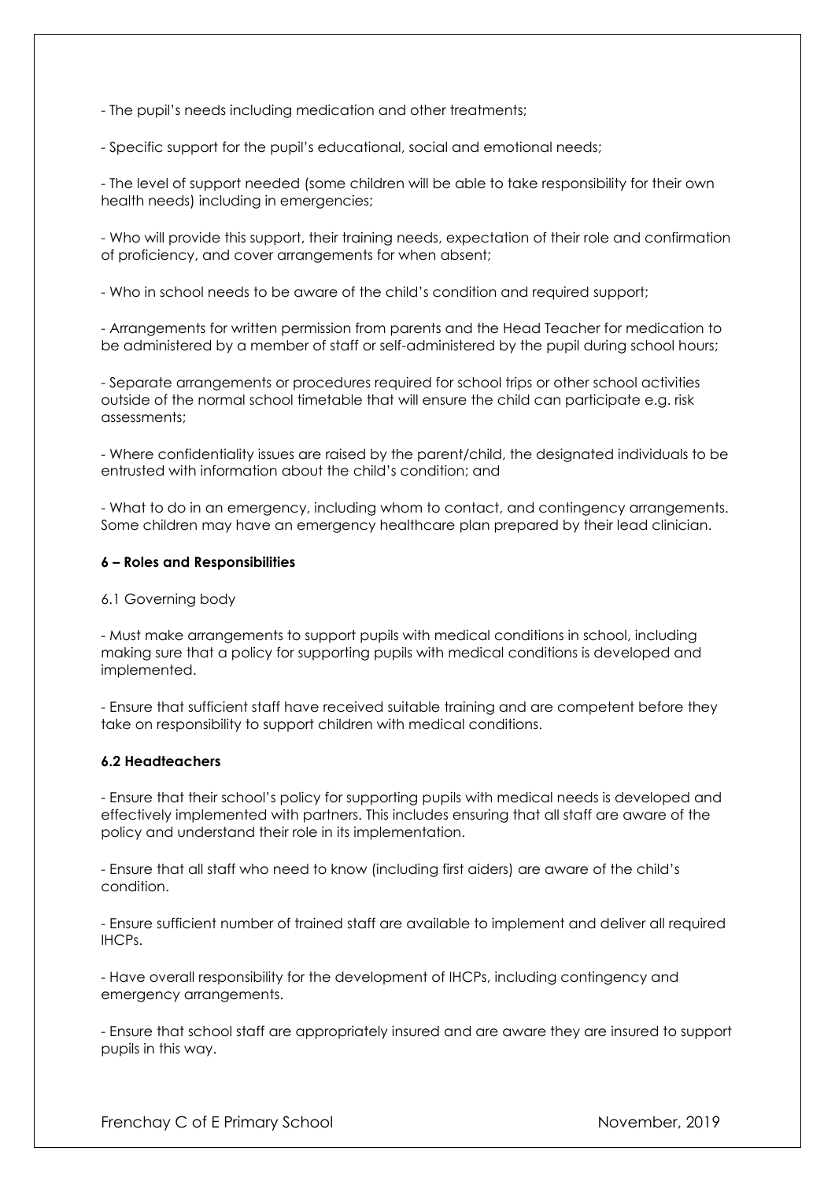- The pupil's needs including medication and other treatments;

- Specific support for the pupil's educational, social and emotional needs;

- The level of support needed (some children will be able to take responsibility for their own health needs) including in emergencies;

- Who will provide this support, their training needs, expectation of their role and confirmation of proficiency, and cover arrangements for when absent;

- Who in school needs to be aware of the child's condition and required support;

- Arrangements for written permission from parents and the Head Teacher for medication to be administered by a member of staff or self-administered by the pupil during school hours;

- Separate arrangements or procedures required for school trips or other school activities outside of the normal school timetable that will ensure the child can participate e.g. risk assessments;

- Where confidentiality issues are raised by the parent/child, the designated individuals to be entrusted with information about the child's condition; and

- What to do in an emergency, including whom to contact, and contingency arrangements. Some children may have an emergency healthcare plan prepared by their lead clinician.

**6 – Roles and Responsibilities**

6.1 Governing body

- Must make arrangements to support pupils with medical conditions in school, including making sure that a policy for supporting pupils with medical conditions is developed and implemented.

- Ensure that sufficient staff have received suitable training and are competent before they take on responsibility to support children with medical conditions.

**6.2 Headteachers**

- Ensure that their school's policy for supporting pupils with medical needs is developed and effectively implemented with partners. This includes ensuring that all staff are aware of the policy and understand their role in its implementation.

- Ensure that all staff who need to know (including first aiders) are aware of the child's condition.

- Ensure sufficient number of trained staff are available to implement and deliver all required IHCPs.

- Have overall responsibility for the development of IHCPs, including contingency and emergency arrangements.

- Ensure that school staff are appropriately insured and are aware they are insured to support pupils in this way.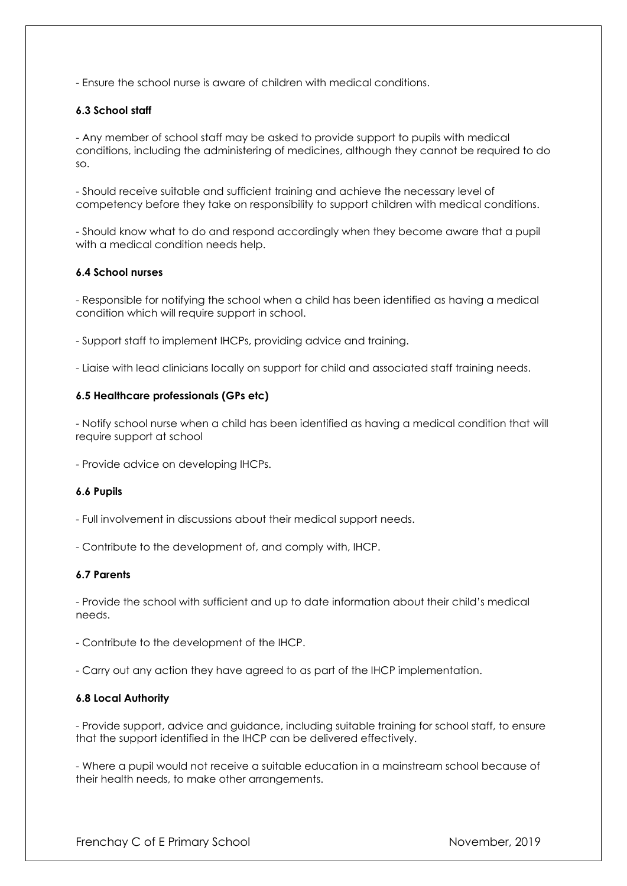- Ensure the school nurse is aware of children with medical conditions.

**6.3 School staff**

- Any member of school staff may be asked to provide support to pupils with medical conditions, including the administering of medicines, although they cannot be required to do so.

- Should receive suitable and sufficient training and achieve the necessary level of competency before they take on responsibility to support children with medical conditions.

- Should know what to do and respond accordingly when they become aware that a pupil with a medical condition needs help.

**6.4 School nurses**

- Responsible for notifying the school when a child has been identified as having a medical condition which will require support in school.

- Support staff to implement IHCPs, providing advice and training.

- Liaise with lead clinicians locally on support for child and associated staff training needs.

**6.5 Healthcare professionals (GPs etc)**

- Notify school nurse when a child has been identified as having a medical condition that will require support at school

- Provide advice on developing IHCPs.

**6.6 Pupils**

- Full involvement in discussions about their medical support needs.

- Contribute to the development of, and comply with, IHCP.

**6.7 Parents**

- Provide the school with sufficient and up to date information about their child's medical needs.

- Contribute to the development of the IHCP.

- Carry out any action they have agreed to as part of the IHCP implementation.

**6.8 Local Authority**

- Provide support, advice and guidance, including suitable training for school staff, to ensure that the support identified in the IHCP can be delivered effectively.

- Where a pupil would not receive a suitable education in a mainstream school because of their health needs, to make other arrangements.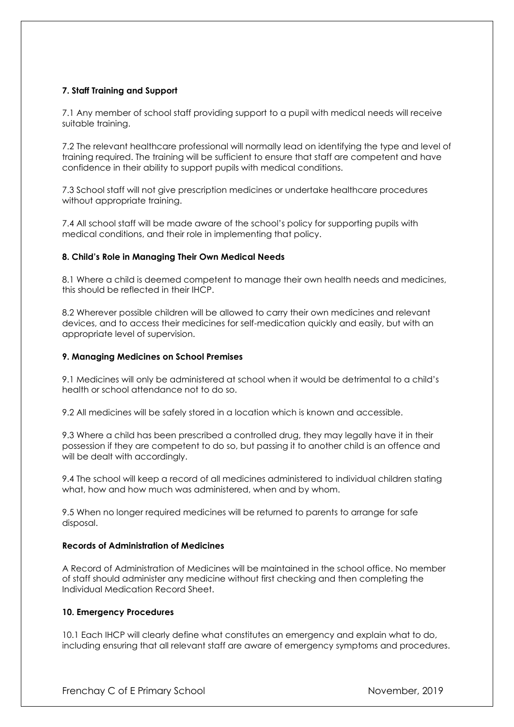**7. Staff Training and Support**

7.1 Any member of school staff providing support to a pupil with medical needs will receive suitable training.

7.2 The relevant healthcare professional will normally lead on identifying the type and level of training required. The training will be sufficient to ensure that staff are competent and have confidence in their ability to support pupils with medical conditions.

7.3 School staff will not give prescription medicines or undertake healthcare procedures without appropriate training.

7.4 All school staff will be made aware of the school's policy for supporting pupils with medical conditions, and their role in implementing that policy.

**8. Child's Role in Managing Their Own Medical Needs**

8.1 Where a child is deemed competent to manage their own health needs and medicines, this should be reflected in their IHCP.

8.2 Wherever possible children will be allowed to carry their own medicines and relevant devices, and to access their medicines for self-medication quickly and easily, but with an appropriate level of supervision.

**9. Managing Medicines on School Premises**

9.1 Medicines will only be administered at school when it would be detrimental to a child's health or school attendance not to do so.

9.2 All medicines will be safely stored in a location which is known and accessible.

9.3 Where a child has been prescribed a controlled drug, they may legally have it in their possession if they are competent to do so, but passing it to another child is an offence and will be dealt with accordingly.

9.4 The school will keep a record of all medicines administered to individual children stating what, how and how much was administered, when and by whom.

9.5 When no longer required medicines will be returned to parents to arrange for safe disposal.

**Records of Administration of Medicines**

A Record of Administration of Medicines will be maintained in the school office. No member of staff should administer any medicine without first checking and then completing the Individual Medication Record Sheet.

**10. Emergency Procedures**

10.1 Each IHCP will clearly define what constitutes an emergency and explain what to do, including ensuring that all relevant staff are aware of emergency symptoms and procedures.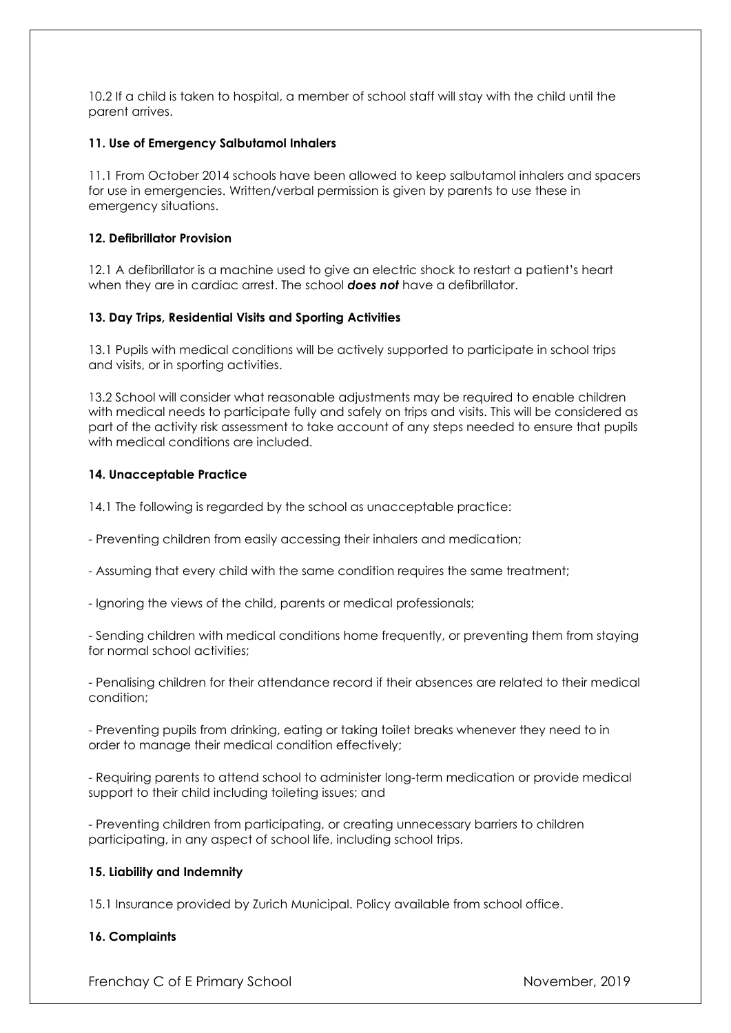10.2 If a child is taken to hospital, a member of school staff will stay with the child until the parent arrives.

### 11. Use of Emergency Salbutamol Inhalers

11.1 From October 2014 schools have been allowed to keep salbutamol inhalers and spacers for use in emergencies. Written/verbal permission is given by parents to use these in emergency situations.

### 12. Defibrillator Provision

12.1 A defibrillator is a machine used to give an electric shock to restart a patient's heart when they are in cardiac arrest. The school ***does not*** have a defibrillator.

### 13. Day Trips, Residential Visits and Sporting Activities

13.1 Pupils with medical conditions will be actively supported to participate in school trips and visits, or in sporting activities.

13.2 School will consider what reasonable adjustments may be required to enable children with medical needs to participate fully and safely on trips and visits. This will be considered as part of the activity risk assessment to take account of any steps needed to ensure that pupils with medical conditions are included.

### 14. Unacceptable Practice

14.1 The following is regarded by the school as unacceptable practice:

- Preventing children from easily accessing their inhalers and medication;

- Assuming that every child with the same condition requires the same treatment;

- Ignoring the views of the child, parents or medical professionals;

- Sending children with medical conditions home frequently, or preventing them from staying for normal school activities;

- Penalising children for their attendance record if their absences are related to their medical condition;

- Preventing pupils from drinking, eating or taking toilet breaks whenever they need to in order to manage their medical condition effectively;

- Requiring parents to attend school to administer long-term medication or provide medical support to their child including toileting issues; and

- Preventing children from participating, or creating unnecessary barriers to children participating, in any aspect of school life, including school trips.

### 15. Liability and Indemnity

15.1 Insurance provided by Zurich Municipal. Policy available from school office.

### 16. Complaints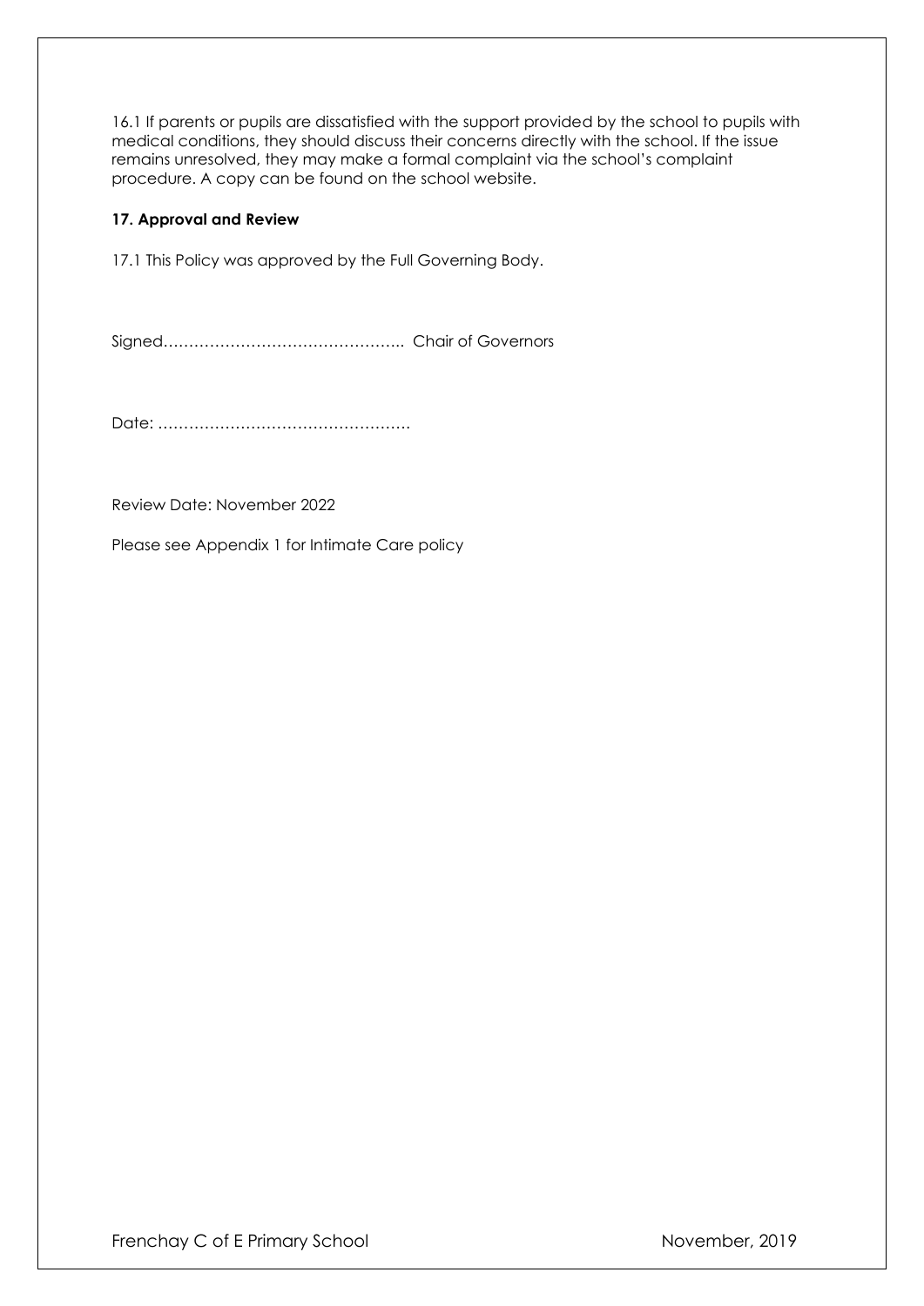16.1 If parents or pupils are dissatisfied with the support provided by the school to pupils with medical conditions, they should discuss their concerns directly with the school. If the issue remains unresolved, they may make a formal complaint via the school's complaint procedure. A copy can be found on the school website.

**17. Approval and Review**

17.1 This Policy was approved by the Full Governing Body.

Signed……………………………………….. Chair of Governors

Date: ………………………………………….

Review Date: November 2022

Please see Appendix 1 for Intimate Care policy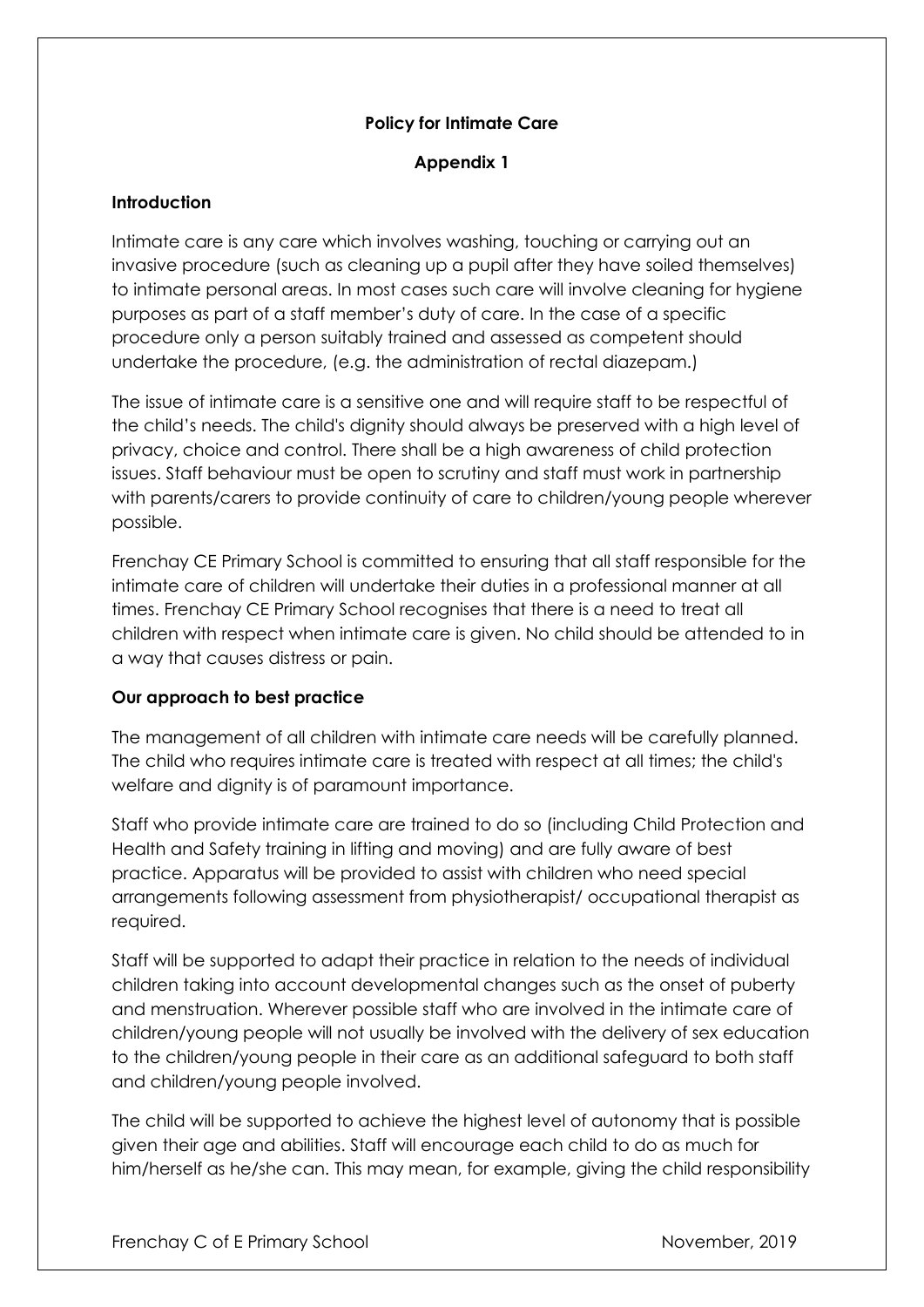**Policy for Intimate Care**

**Appendix 1**

**Introduction**

Intimate care is any care which involves washing, touching or carrying out an invasive procedure (such as cleaning up a pupil after they have soiled themselves) to intimate personal areas. In most cases such care will involve cleaning for hygiene purposes as part of a staff member's duty of care. In the case of a specific procedure only a person suitably trained and assessed as competent should undertake the procedure, (e.g. the administration of rectal diazepam.)

The issue of intimate care is a sensitive one and will require staff to be respectful of the child's needs. The child's dignity should always be preserved with a high level of privacy, choice and control. There shall be a high awareness of child protection issues. Staff behaviour must be open to scrutiny and staff must work in partnership with parents/carers to provide continuity of care to children/young people wherever possible.

Frenchay CE Primary School is committed to ensuring that all staff responsible for the intimate care of children will undertake their duties in a professional manner at all times. Frenchay CE Primary School recognises that there is a need to treat all children with respect when intimate care is given. No child should be attended to in a way that causes distress or pain.

**Our approach to best practice**

The management of all children with intimate care needs will be carefully planned. The child who requires intimate care is treated with respect at all times; the child's welfare and dignity is of paramount importance.

Staff who provide intimate care are trained to do so (including Child Protection and Health and Safety training in lifting and moving) and are fully aware of best practice. Apparatus will be provided to assist with children who need special arrangements following assessment from physiotherapist/ occupational therapist as required.

Staff will be supported to adapt their practice in relation to the needs of individual children taking into account developmental changes such as the onset of puberty and menstruation. Wherever possible staff who are involved in the intimate care of children/young people will not usually be involved with the delivery of sex education to the children/young people in their care as an additional safeguard to both staff and children/young people involved.

The child will be supported to achieve the highest level of autonomy that is possible given their age and abilities. Staff will encourage each child to do as much for him/herself as he/she can. This may mean, for example, giving the child responsibility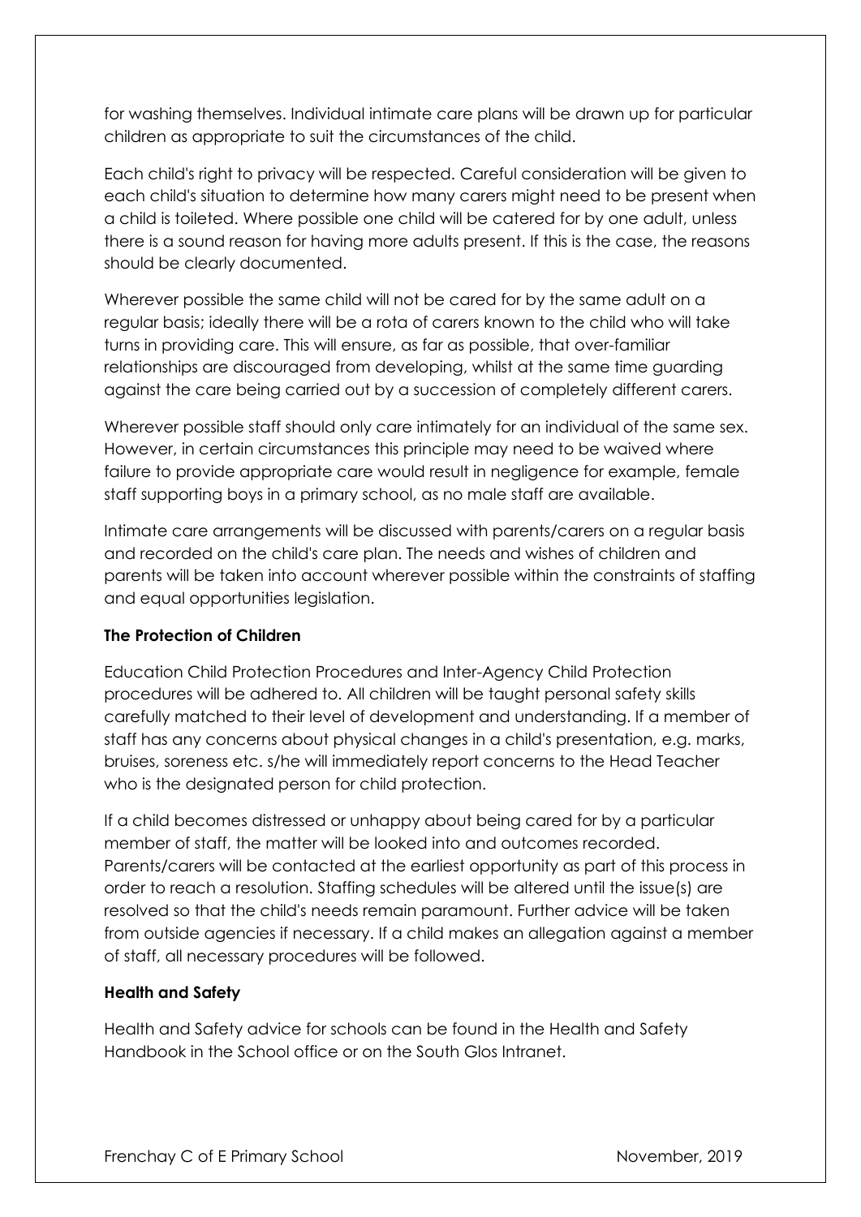for washing themselves. Individual intimate care plans will be drawn up for particular children as appropriate to suit the circumstances of the child.

Each child's right to privacy will be respected. Careful consideration will be given to each child's situation to determine how many carers might need to be present when a child is toileted. Where possible one child will be catered for by one adult, unless there is a sound reason for having more adults present. If this is the case, the reasons should be clearly documented.

Wherever possible the same child will not be cared for by the same adult on a regular basis; ideally there will be a rota of carers known to the child who will take turns in providing care. This will ensure, as far as possible, that over-familiar relationships are discouraged from developing, whilst at the same time guarding against the care being carried out by a succession of completely different carers.

Wherever possible staff should only care intimately for an individual of the same sex. However, in certain circumstances this principle may need to be waived where failure to provide appropriate care would result in negligence for example, female staff supporting boys in a primary school, as no male staff are available.

Intimate care arrangements will be discussed with parents/carers on a regular basis and recorded on the child's care plan. The needs and wishes of children and parents will be taken into account wherever possible within the constraints of staffing and equal opportunities legislation.

**The Protection of Children**

Education Child Protection Procedures and Inter-Agency Child Protection procedures will be adhered to. All children will be taught personal safety skills carefully matched to their level of development and understanding. If a member of staff has any concerns about physical changes in a child's presentation, e.g. marks, bruises, soreness etc. s/he will immediately report concerns to the Head Teacher who is the designated person for child protection.

If a child becomes distressed or unhappy about being cared for by a particular member of staff, the matter will be looked into and outcomes recorded. Parents/carers will be contacted at the earliest opportunity as part of this process in order to reach a resolution. Staffing schedules will be altered until the issue(s) are resolved so that the child's needs remain paramount. Further advice will be taken from outside agencies if necessary. If a child makes an allegation against a member of staff, all necessary procedures will be followed.

**Health and Safety**

Health and Safety advice for schools can be found in the Health and Safety Handbook in the School office or on the South Glos Intranet.